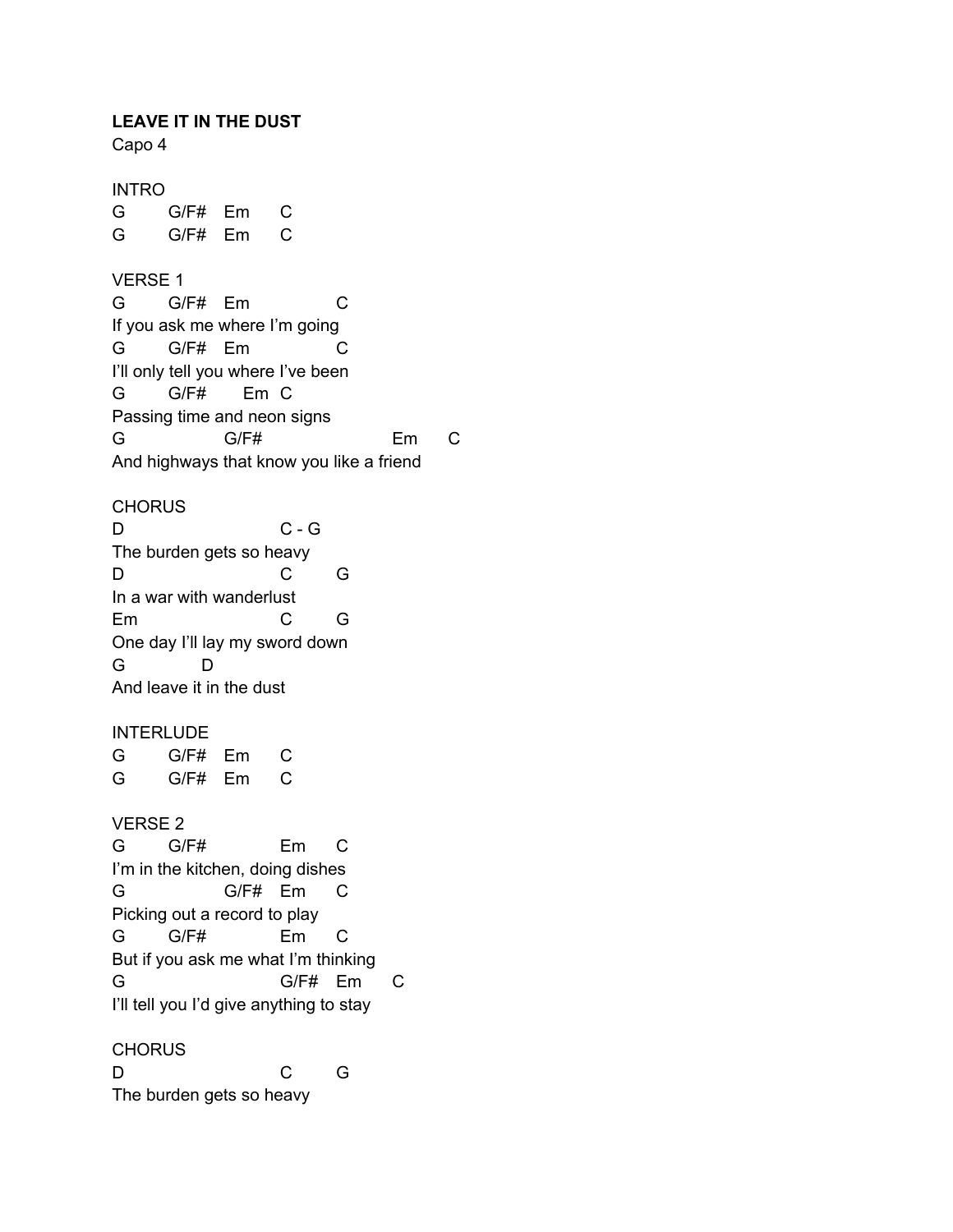**LEAVE IT IN THE DUST**
Capo 4

```
INTRO
G       G/F#    Em      C
G       G/F#    Em      C

VERSE 1
G       G/F#    Em              C
If you ask me where I'm going
G       G/F#    Em              C
I'll only tell you where I've been
G       G/F#       Em  C
Passing time and neon signs
G               G/F#                    Em      C
And highways that know you like a friend

CHORUS
D                       C - G
The burden gets so heavy
D                       C       G
In a war with wanderlust
Em                      C       G
One day I'll lay my sword down
G           D
And leave it in the dust

INTERLUDE
G       G/F#    Em      C
G       G/F#    Em      C

VERSE 2
G       G/F#            Em      C
I'm in the kitchen, doing dishes
G               G/F#    Em      C
Picking out a record to play
G       G/F#            Em      C
But if you ask me what I'm thinking
G                       G/F#    Em      C
I'll tell you I'd give anything to stay

CHORUS
D                       C       G
The burden gets so heavy
```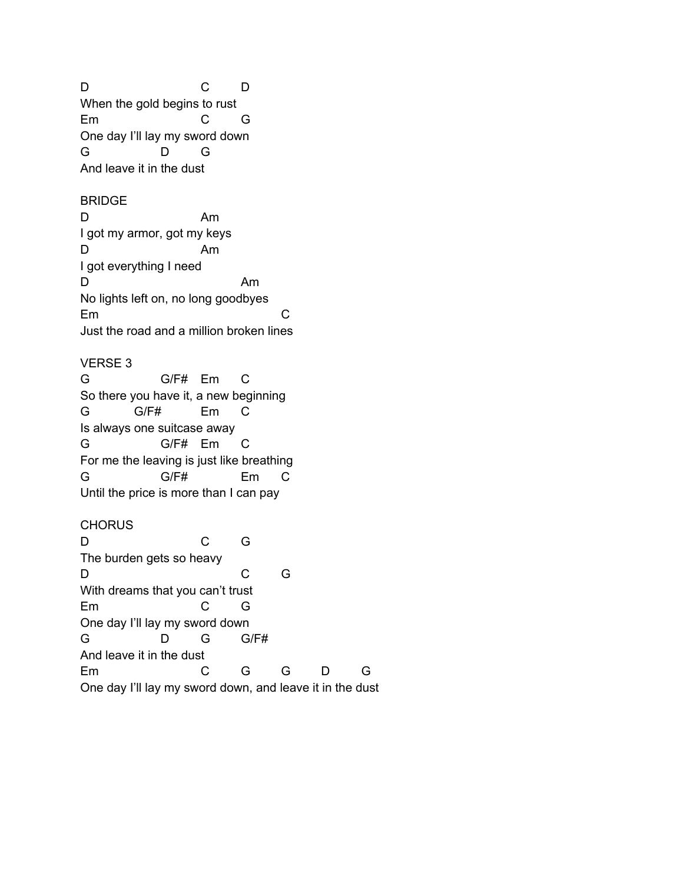```
D                          C         D
When the gold begins to rust
Em                         C         G
One day I'll lay my sword down
G                D         G
And leave it in the dust
```

BRIDGE

```
D                          Am
I got my armor, got my keys
D                          Am
I got everything I need
D                                    Am
No lights left on, no long goodbyes
Em                                           C
Just the road and a million broken lines
```

VERSE 3

```
G               G/F#    Em       C
So there you have it, a new beginning
G           G/F#          Em       C
Is always one suitcase away
G               G/F#    Em       C
For me the leaving is just like breathing
G               G/F#              Em       C
Until the price is more than I can pay
```

CHORUS

```
D                          C         G
The burden gets so heavy
D                                    C         G
With dreams that you can't trust
Em                         C         G
One day I'll lay my sword down
G                D         G         G/F#
And leave it in the dust
Em                         C         G         G         D         G
One day I'll lay my sword down, and leave it in the dust
```